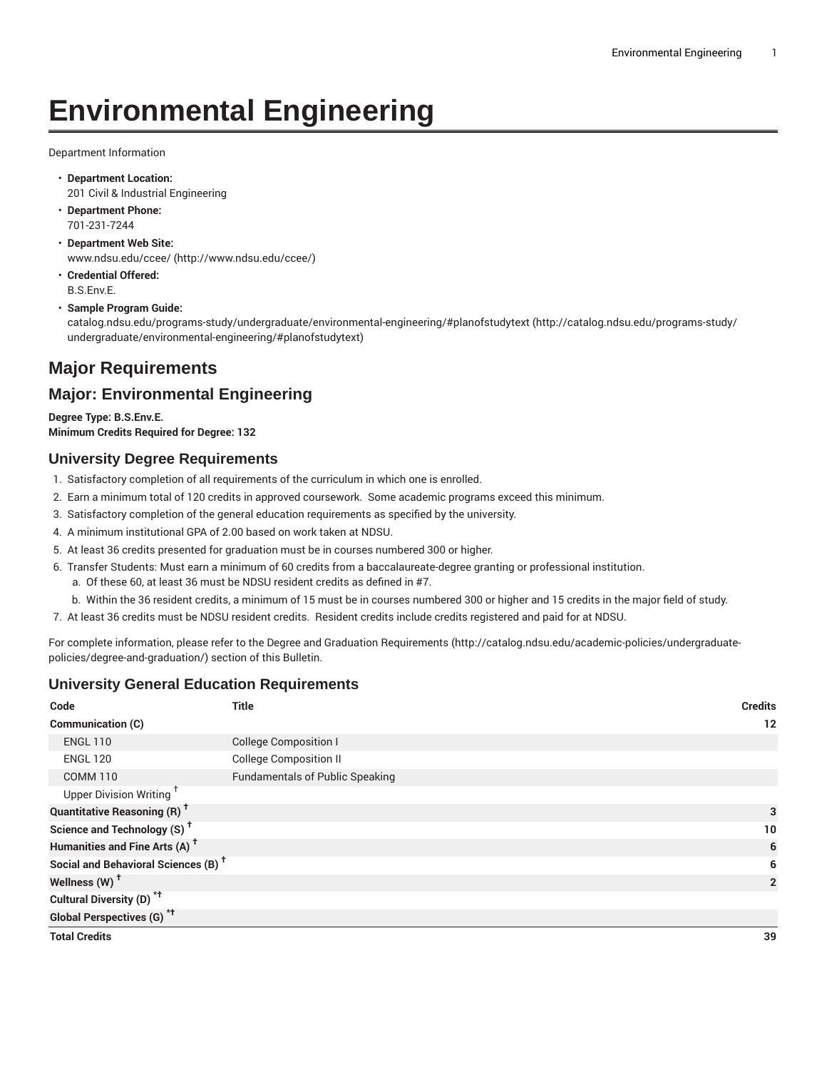# Environmental Engineering

Department Information

- **Department Location:**
  201 Civil & Industrial Engineering
- **Department Phone:**
  701-231-7244
- **Department Web Site:**
  www.ndsu.edu/ccee/ (http://www.ndsu.edu/ccee/)
- **Credential Offered:**
  B.S.Env.E.
- **Sample Program Guide:**
  catalog.ndsu.edu/programs-study/undergraduate/environmental-engineering/#planofstudytext (http://catalog.ndsu.edu/programs-study/undergraduate/environmental-engineering/#planofstudytext)

## Major Requirements

## Major: Environmental Engineering

**Degree Type: B.S.Env.E.**
**Minimum Credits Required for Degree: 132**

### University Degree Requirements

1. Satisfactory completion of all requirements of the curriculum in which one is enrolled.
2. Earn a minimum total of 120 credits in approved coursework. Some academic programs exceed this minimum.
3. Satisfactory completion of the general education requirements as specified by the university.
4. A minimum institutional GPA of 2.00 based on work taken at NDSU.
5. At least 36 credits presented for graduation must be in courses numbered 300 or higher.
6. Transfer Students: Must earn a minimum of 60 credits from a baccalaureate-degree granting or professional institution.
   a. Of these 60, at least 36 must be NDSU resident credits as defined in #7.
   b. Within the 36 resident credits, a minimum of 15 must be in courses numbered 300 or higher and 15 credits in the major field of study.
7. At least 36 credits must be NDSU resident credits. Resident credits include credits registered and paid for at NDSU.

For complete information, please refer to the Degree and Graduation Requirements (http://catalog.ndsu.edu/academic-policies/undergraduate-policies/degree-and-graduation/) section of this Bulletin.

### University General Education Requirements

| Code | Title | Credits |
|---|---|---|
| **Communication (C)** | | **12** |
| ENGL 110 | College Composition I | |
| ENGL 120 | College Composition II | |
| COMM 110 | Fundamentals of Public Speaking | |
| Upper Division Writing † | | |
| **Quantitative Reasoning (R) †** | | **3** |
| **Science and Technology (S) †** | | **10** |
| **Humanities and Fine Arts (A) †** | | **6** |
| **Social and Behavioral Sciences (B) †** | | **6** |
| **Wellness (W) †** | | **2** |
| **Cultural Diversity (D) *†** | | |
| **Global Perspectives (G) *†** | | |
| **Total Credits** | | **39** |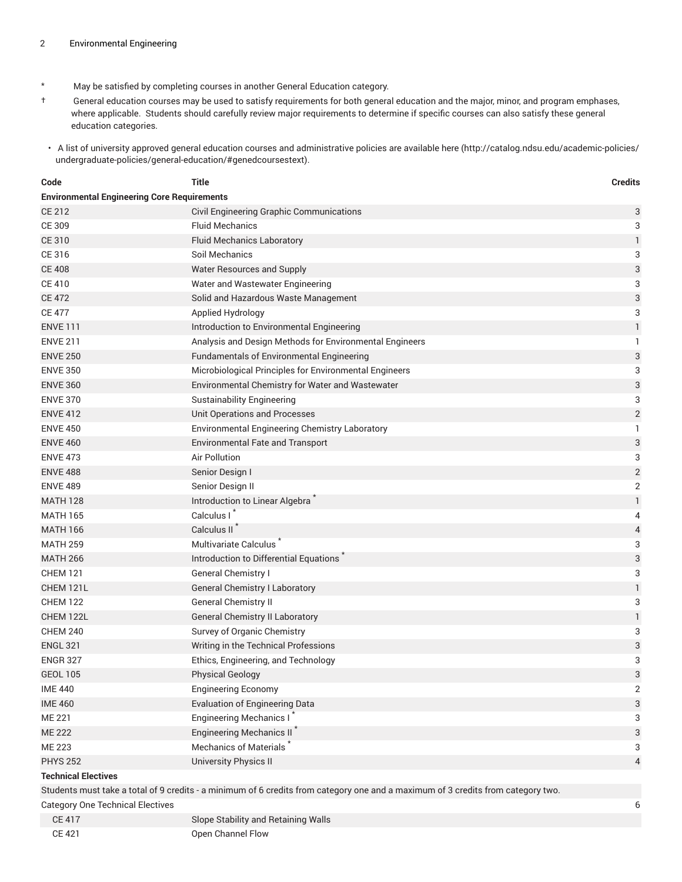\* May be satisfied by completing courses in another General Education category.

† General education courses may be used to satisfy requirements for both general education and the major, minor, and program emphases, where applicable. Students should carefully review major requirements to determine if specific courses can also satisfy these general education categories.

- A list of university approved general education courses and administrative policies are available here (http://catalog.ndsu.edu/academic-policies/undergraduate-policies/general-education/#genedcoursestext).

| Code | Title | Credits |
|---|---|---|
| **Environmental Engineering Core Requirements** | | |
| CE 212 | Civil Engineering Graphic Communications | 3 |
| CE 309 | Fluid Mechanics | 3 |
| CE 310 | Fluid Mechanics Laboratory | 1 |
| CE 316 | Soil Mechanics | 3 |
| CE 408 | Water Resources and Supply | 3 |
| CE 410 | Water and Wastewater Engineering | 3 |
| CE 472 | Solid and Hazardous Waste Management | 3 |
| CE 477 | Applied Hydrology | 3 |
| ENVE 111 | Introduction to Environmental Engineering | 1 |
| ENVE 211 | Analysis and Design Methods for Environmental Engineers | 1 |
| ENVE 250 | Fundamentals of Environmental Engineering | 3 |
| ENVE 350 | Microbiological Principles for Environmental Engineers | 3 |
| ENVE 360 | Environmental Chemistry for Water and Wastewater | 3 |
| ENVE 370 | Sustainability Engineering | 3 |
| ENVE 412 | Unit Operations and Processes | 2 |
| ENVE 450 | Environmental Engineering Chemistry Laboratory | 1 |
| ENVE 460 | Environmental Fate and Transport | 3 |
| ENVE 473 | Air Pollution | 3 |
| ENVE 488 | Senior Design I | 2 |
| ENVE 489 | Senior Design II | 2 |
| MATH 128 | Introduction to Linear Algebra * | 1 |
| MATH 165 | Calculus I * | 4 |
| MATH 166 | Calculus II * | 4 |
| MATH 259 | Multivariate Calculus * | 3 |
| MATH 266 | Introduction to Differential Equations * | 3 |
| CHEM 121 | General Chemistry I | 3 |
| CHEM 121L | General Chemistry I Laboratory | 1 |
| CHEM 122 | General Chemistry II | 3 |
| CHEM 122L | General Chemistry II Laboratory | 1 |
| CHEM 240 | Survey of Organic Chemistry | 3 |
| ENGL 321 | Writing in the Technical Professions | 3 |
| ENGR 327 | Ethics, Engineering, and Technology | 3 |
| GEOL 105 | Physical Geology | 3 |
| IME 440 | Engineering Economy | 2 |
| IME 460 | Evaluation of Engineering Data | 3 |
| ME 221 | Engineering Mechanics I * | 3 |
| ME 222 | Engineering Mechanics II * | 3 |
| ME 223 | Mechanics of Materials * | 3 |
| PHYS 252 | University Physics II | 4 |
| **Technical Electives** | | |
| Students must take a total of 9 credits - a minimum of 6 credits from category one and a maximum of 3 credits from category two. | | |
| Category One Technical Electives | | 6 |
| CE 417 | Slope Stability and Retaining Walls | |
| CE 421 | Open Channel Flow | |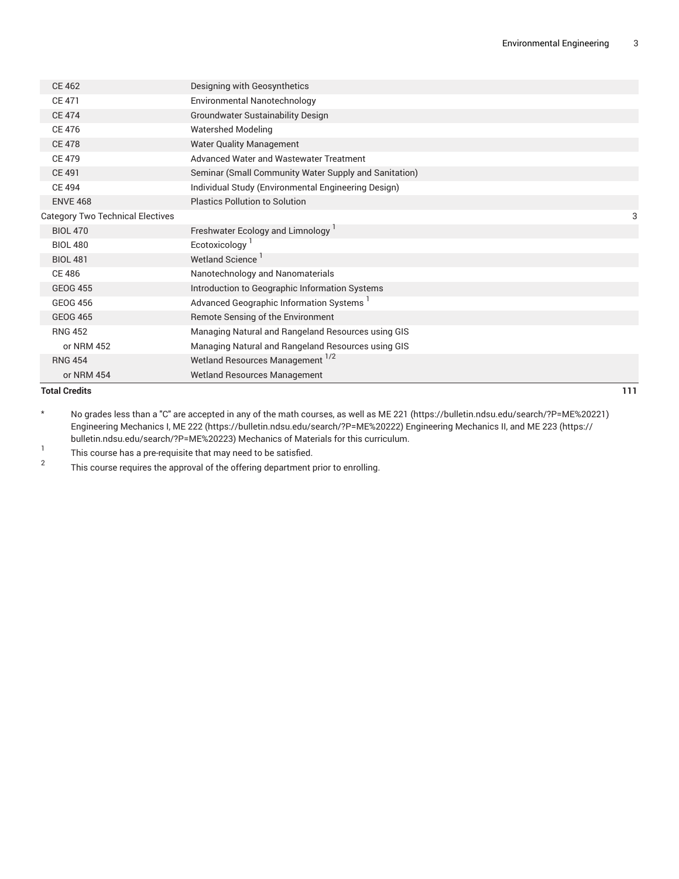| | | |
|---|---|---|
| CE 462 | Designing with Geosynthetics | |
| CE 471 | Environmental Nanotechnology | |
| CE 474 | Groundwater Sustainability Design | |
| CE 476 | Watershed Modeling | |
| CE 478 | Water Quality Management | |
| CE 479 | Advanced Water and Wastewater Treatment | |
| CE 491 | Seminar (Small Community Water Supply and Sanitation) | |
| CE 494 | Individual Study (Environmental Engineering Design) | |
| ENVE 468 | Plastics Pollution to Solution | |
| Category Two Technical Electives | | 3 |
| BIOL 470 | Freshwater Ecology and Limnology [1] | |
| BIOL 480 | Ecotoxicology [1] | |
| BIOL 481 | Wetland Science [1] | |
| CE 486 | Nanotechnology and Nanomaterials | |
| GEOG 455 | Introduction to Geographic Information Systems | |
| GEOG 456 | Advanced Geographic Information Systems [1] | |
| GEOG 465 | Remote Sensing of the Environment | |
| RNG 452 | Managing Natural and Rangeland Resources using GIS | |
| or NRM 452 | Managing Natural and Rangeland Resources using GIS | |
| RNG 454 | Wetland Resources Management [1/2] | |
| or NRM 454 | Wetland Resources Management | |
| **Total Credits** | | **111** |

\* No grades less than a "C" are accepted in any of the math courses, as well as ME 221 (https://bulletin.ndsu.edu/search/?P=ME%20221) Engineering Mechanics I, ME 222 (https://bulletin.ndsu.edu/search/?P=ME%20222) Engineering Mechanics II, and ME 223 (https://bulletin.ndsu.edu/search/?P=ME%20223) Mechanics of Materials for this curriculum.

1 This course has a pre-requisite that may need to be satisfied.

2 This course requires the approval of the offering department prior to enrolling.